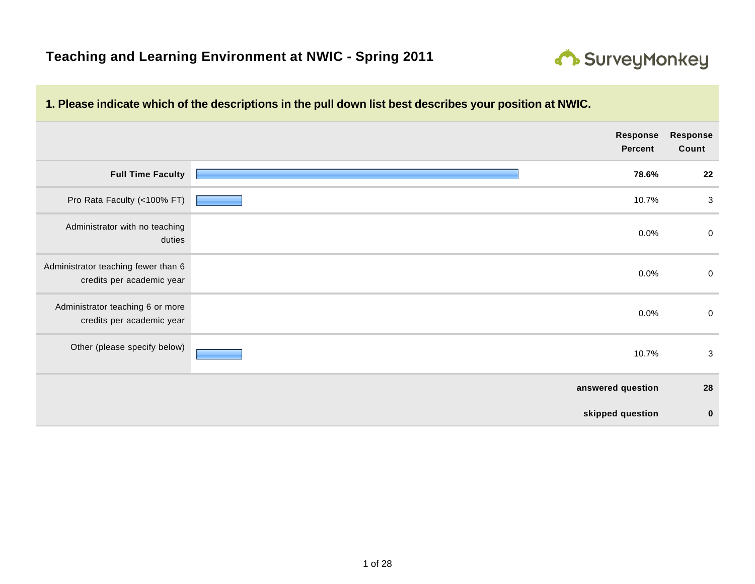# Teaching and Learning Environment at NWIC - Spring 2011

## 1. Please indicate which of the descriptions in the pull down list best describes your position at NWIC.

| | Response Percent | Response Count |
|---|---|---|
| **Full Time Faculty** | **78.6%** | **22** |
| Pro Rata Faculty (<100% FT) | 10.7% | 3 |
| Administrator with no teaching duties | 0.0% | 0 |
| Administrator teaching fewer than 6 credits per academic year | 0.0% | 0 |
| Administrator teaching 6 or more credits per academic year | 0.0% | 0 |
| Other (please specify below) | 10.7% | 3 |
| | **answered question** | **28** |
| | **skipped question** | **0** |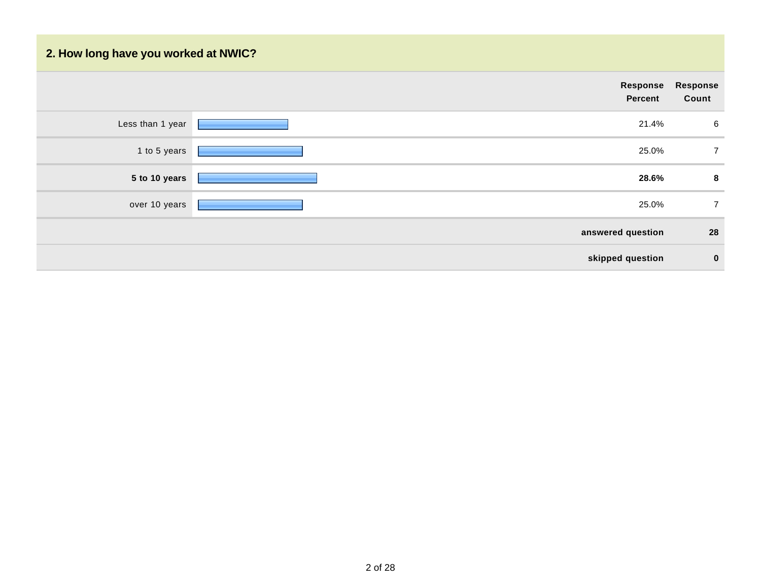## 2. How long have you worked at NWIC?

| | Response Percent | Response Count |
|---|---|---|
| Less than 1 year | 21.4% | 6 |
| 1 to 5 years | 25.0% | 7 |
| **5 to 10 years** | **28.6%** | **8** |
| over 10 years | 25.0% | 7 |
| | **answered question** | **28** |
| | **skipped question** | **0** |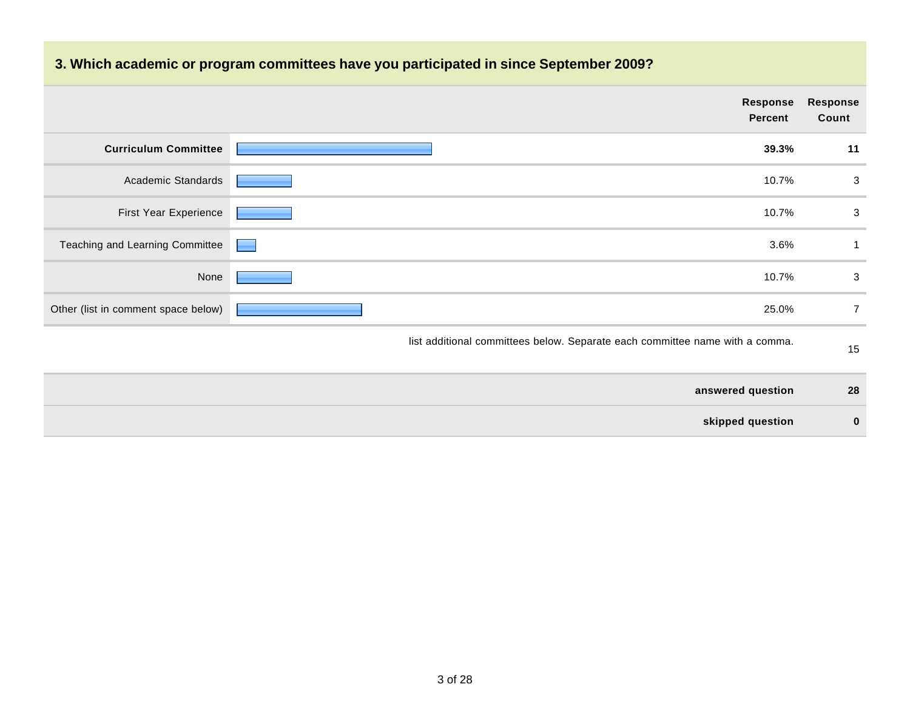## 3. Which academic or program committees have you participated in since September 2009?

| | Response Percent | Response Count |
|---|---|---|
| **Curriculum Committee** | **39.3%** | **11** |
| Academic Standards | 10.7% | 3 |
| First Year Experience | 10.7% | 3 |
| Teaching and Learning Committee | 3.6% | 1 |
| None | 10.7% | 3 |
| Other (list in comment space below) | 25.0% | 7 |
| list additional committees below. Separate each committee name with a comma. | | 15 |
| **answered question** | | **28** |
| **skipped question** | | **0** |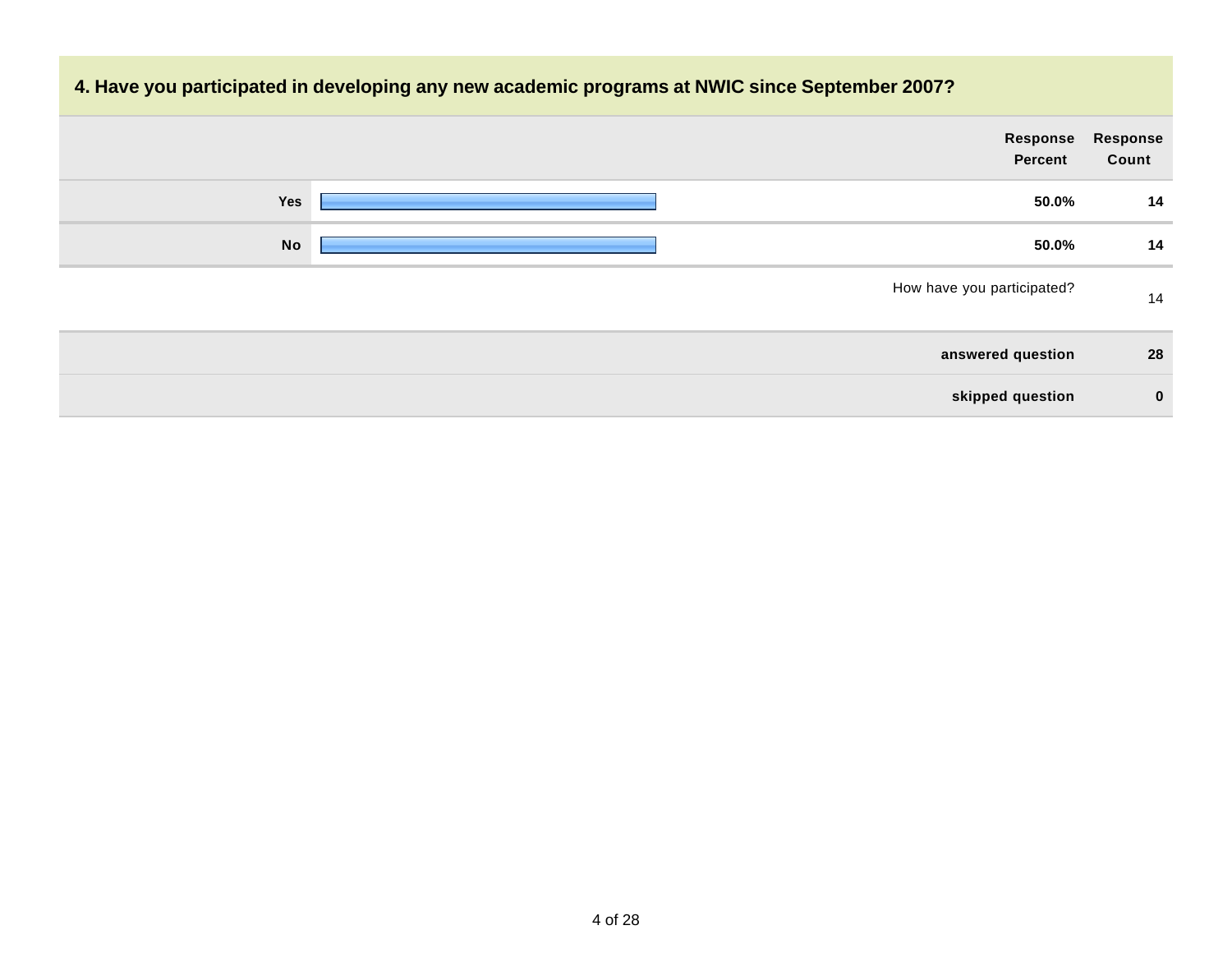## 4. Have you participated in developing any new academic programs at NWIC since September 2007?

| | Response Percent | Response Count |
|---|---|---|
| Yes | 50.0% | 14 |
| No | 50.0% | 14 |
| How have you participated? | | 14 |
| answered question | | 28 |
| skipped question | | 0 |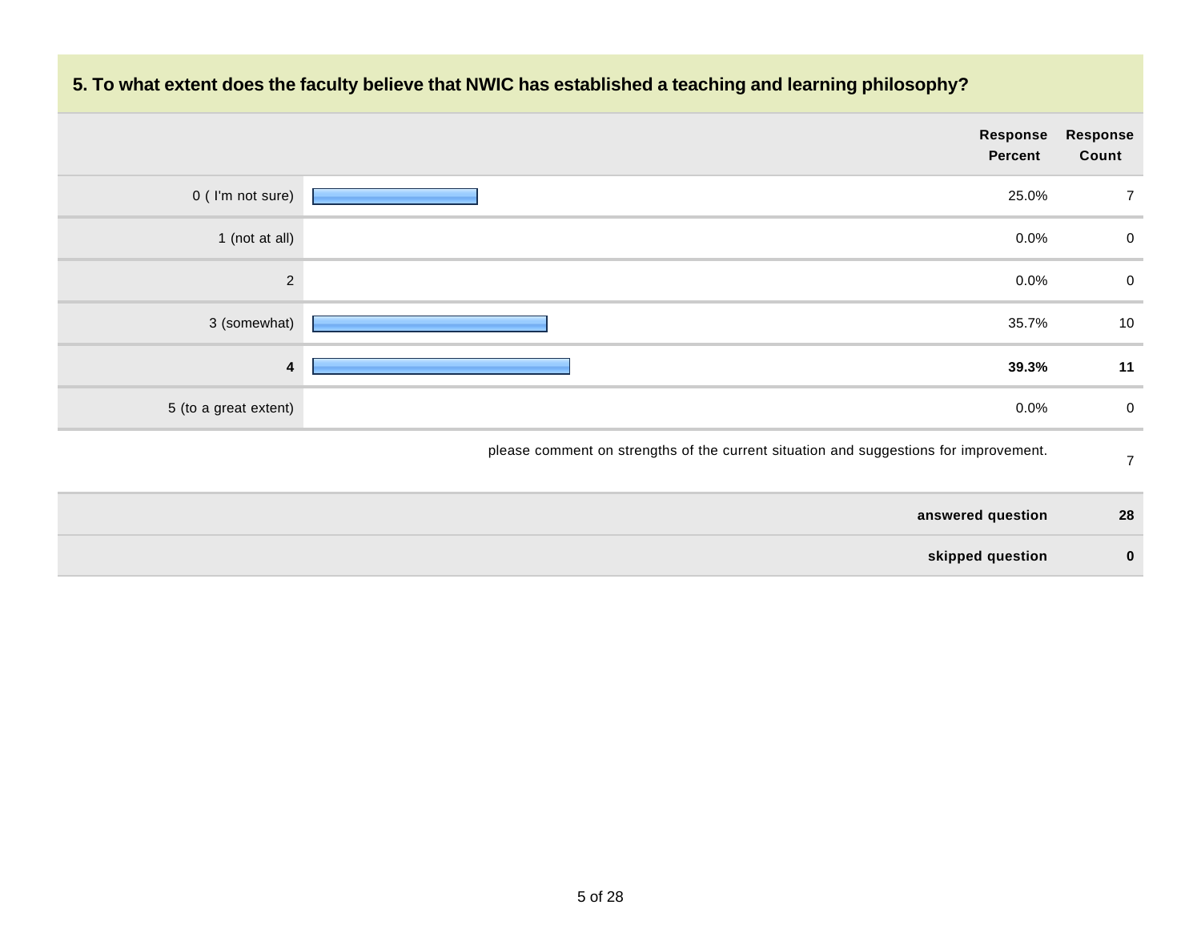## 5. To what extent does the faculty believe that NWIC has established a teaching and learning philosophy?

| | Response Percent | Response Count |
|---|---|---|
| 0 ( I'm not sure) | 25.0% | 7 |
| 1 (not at all) | 0.0% | 0 |
| 2 | 0.0% | 0 |
| 3 (somewhat) | 35.7% | 10 |
| **4** | **39.3%** | **11** |
| 5 (to a great extent) | 0.0% | 0 |
| please comment on strengths of the current situation and suggestions for improvement. | | 7 |
| **answered question** | | **28** |
| **skipped question** | | **0** |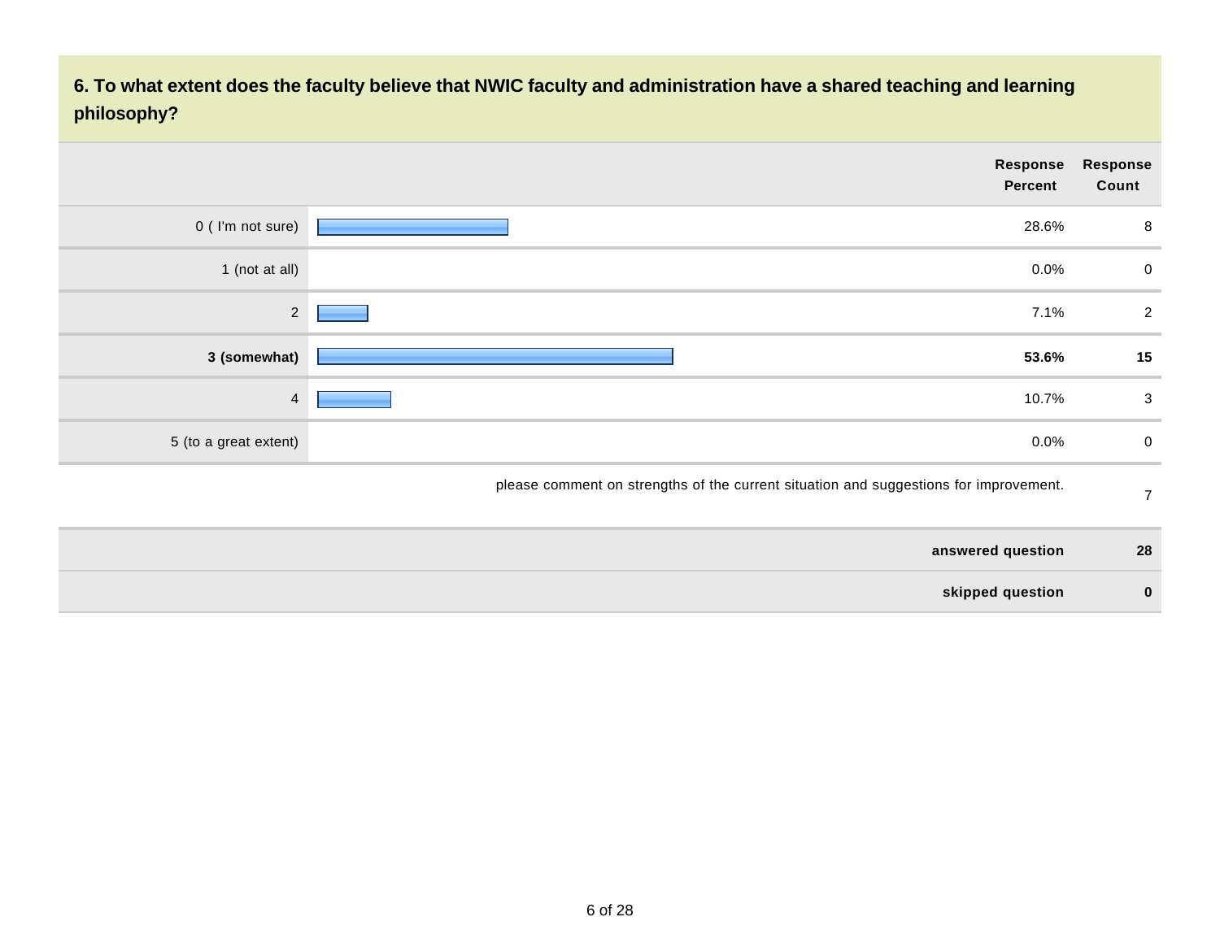## 6. To what extent does the faculty believe that NWIC faculty and administration have a shared teaching and learning philosophy?

| | Response Percent | Response Count |
|---|---|---|
| 0 ( I'm not sure) | 28.6% | 8 |
| 1 (not at all) | 0.0% | 0 |
| 2 | 7.1% | 2 |
| **3 (somewhat)** | **53.6%** | **15** |
| 4 | 10.7% | 3 |
| 5 (to a great extent) | 0.0% | 0 |
| please comment on strengths of the current situation and suggestions for improvement. | | 7 |
| **answered question** | | **28** |
| **skipped question** | | **0** |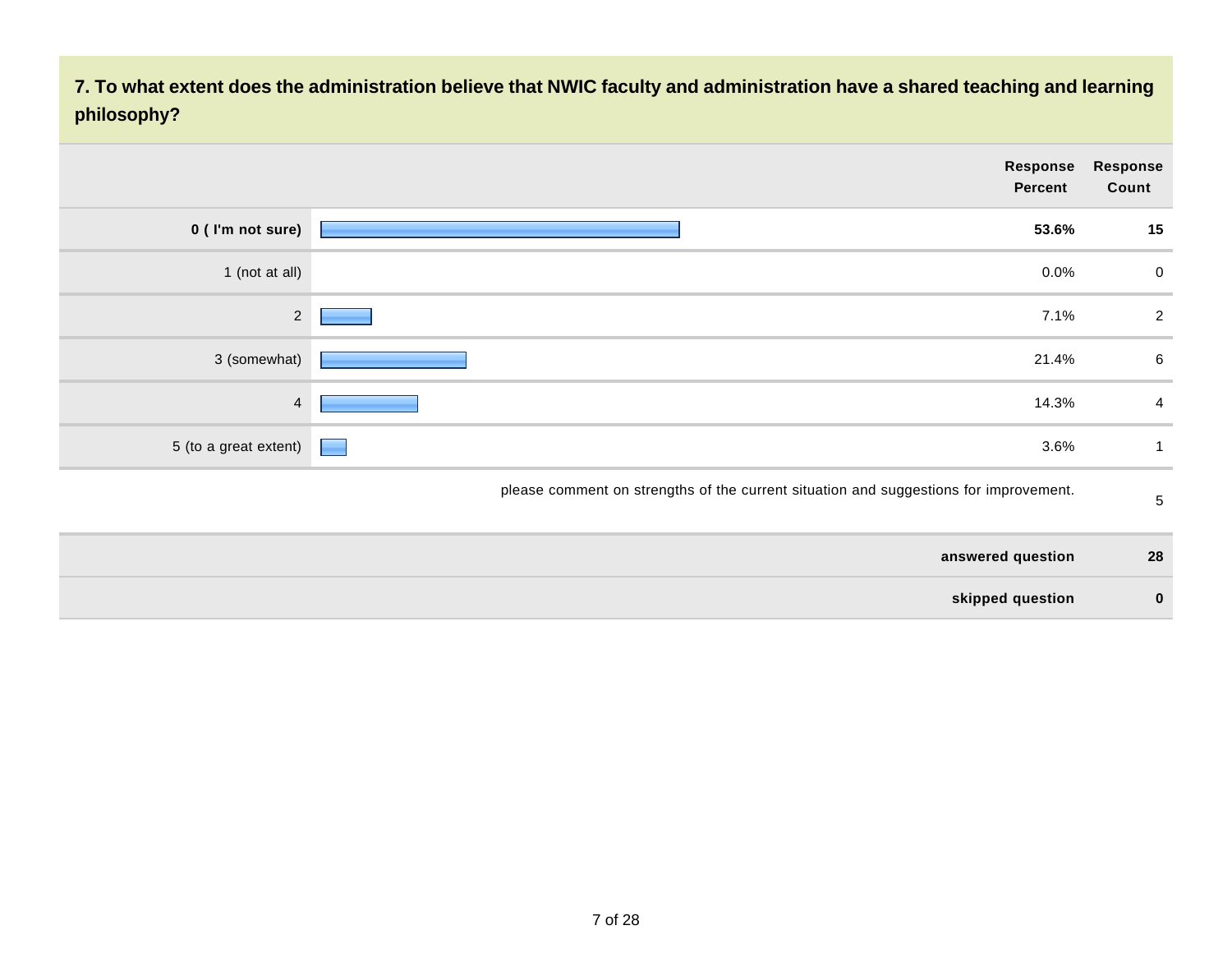## 7. To what extent does the administration believe that NWIC faculty and administration have a shared teaching and learning philosophy?

| | Response Percent | Response Count |
|---|---|---|
| **0 ( I'm not sure)** | **53.6%** | **15** |
| 1 (not at all) | 0.0% | 0 |
| 2 | 7.1% | 2 |
| 3 (somewhat) | 21.4% | 6 |
| 4 | 14.3% | 4 |
| 5 (to a great extent) | 3.6% | 1 |
| please comment on strengths of the current situation and suggestions for improvement. | | 5 |
| **answered question** | | **28** |
| **skipped question** | | **0** |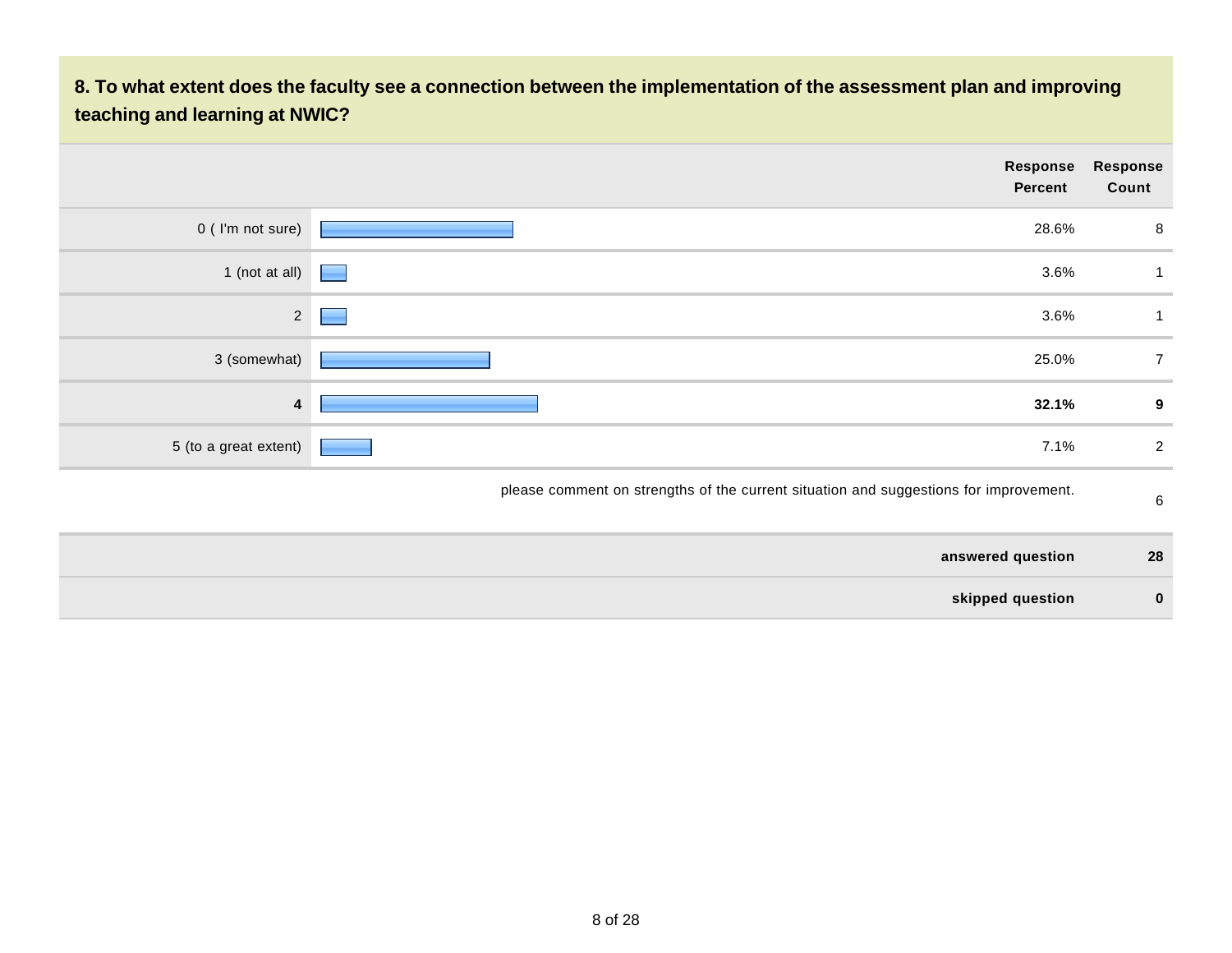## 8. To what extent does the faculty see a connection between the implementation of the assessment plan and improving teaching and learning at NWIC?

| | Response Percent | Response Count |
|---|---|---|
| 0 ( I'm not sure) | 28.6% | 8 |
| 1 (not at all) | 3.6% | 1 |
| 2 | 3.6% | 1 |
| 3 (somewhat) | 25.0% | 7 |
| **4** | **32.1%** | **9** |
| 5 (to a great extent) | 7.1% | 2 |
| please comment on strengths of the current situation and suggestions for improvement. | | 6 |
| **answered question** | | **28** |
| **skipped question** | | **0** |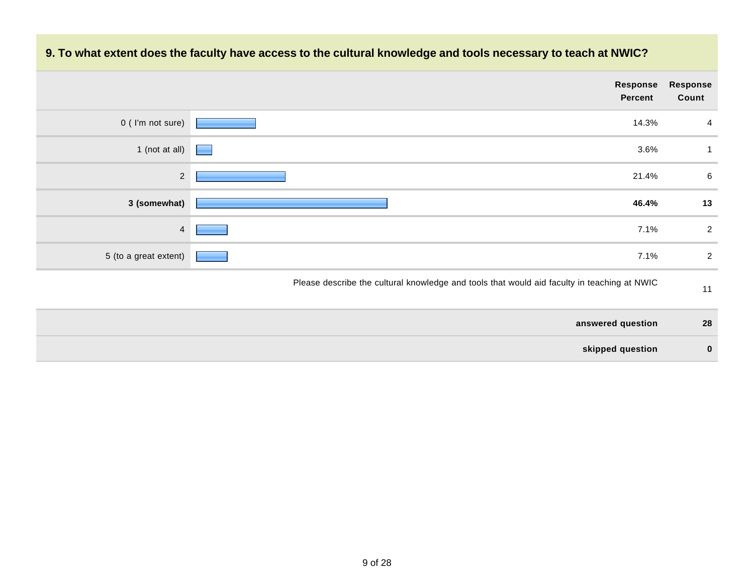## 9. To what extent does the faculty have access to the cultural knowledge and tools necessary to teach at NWIC?

| | Response Percent | Response Count |
|---|---|---|
| 0 ( I'm not sure) | 14.3% | 4 |
| 1 (not at all) | 3.6% | 1 |
| 2 | 21.4% | 6 |
| **3 (somewhat)** | **46.4%** | **13** |
| 4 | 7.1% | 2 |
| 5 (to a great extent) | 7.1% | 2 |
| Please describe the cultural knowledge and tools that would aid faculty in teaching at NWIC | | 11 |
| **answered question** | | **28** |
| **skipped question** | | **0** |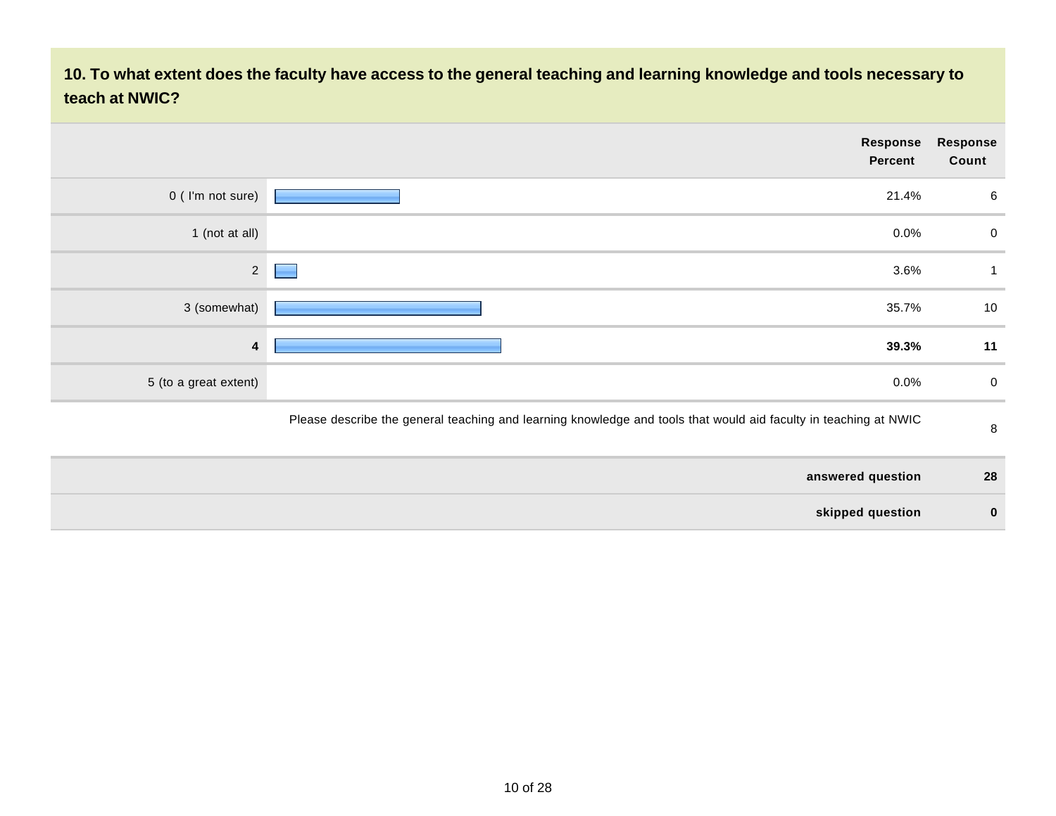## 10. To what extent does the faculty have access to the general teaching and learning knowledge and tools necessary to teach at NWIC?

| | Response Percent | Response Count |
|---|---|---|
| 0 ( I'm not sure) | 21.4% | 6 |
| 1 (not at all) | 0.0% | 0 |
| 2 | 3.6% | 1 |
| 3 (somewhat) | 35.7% | 10 |
| **4** | **39.3%** | **11** |
| 5 (to a great extent) | 0.0% | 0 |
| Please describe the general teaching and learning knowledge and tools that would aid faculty in teaching at NWIC | | 8 |
| | **answered question** | **28** |
| | **skipped question** | **0** |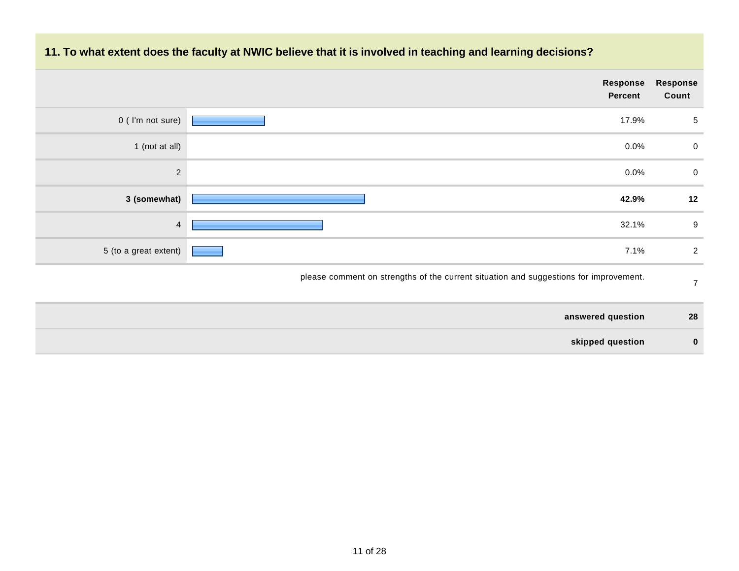### 11. To what extent does the faculty at NWIC believe that it is involved in teaching and learning decisions?

| | Response Percent | Response Count |
|---|---|---|
| 0 ( I'm not sure) | 17.9% | 5 |
| 1 (not at all) | 0.0% | 0 |
| 2 | 0.0% | 0 |
| **3 (somewhat)** | **42.9%** | **12** |
| 4 | 32.1% | 9 |
| 5 (to a great extent) | 7.1% | 2 |
| | please comment on strengths of the current situation and suggestions for improvement. | 7 |
| | **answered question** | **28** |
| | **skipped question** | **0** |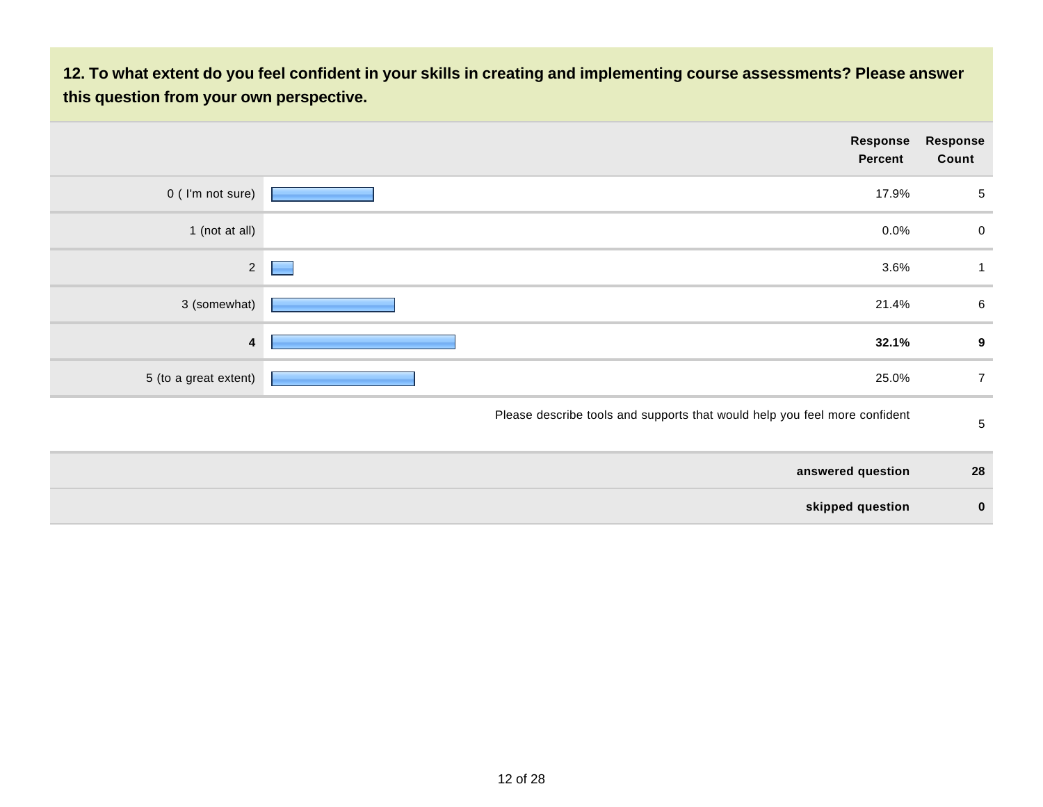**12. To what extent do you feel confident in your skills in creating and implementing course assessments? Please answer this question from your own perspective.**

| | Response Percent | Response Count |
|---|---|---|
| 0 ( I'm not sure) | 17.9% | 5 |
| 1 (not at all) | 0.0% | 0 |
| 2 | 3.6% | 1 |
| 3 (somewhat) | 21.4% | 6 |
| **4** | **32.1%** | **9** |
| 5 (to a great extent) | 25.0% | 7 |
| Please describe tools and supports that would help you feel more confident | | 5 |
| **answered question** | | **28** |
| **skipped question** | | **0** |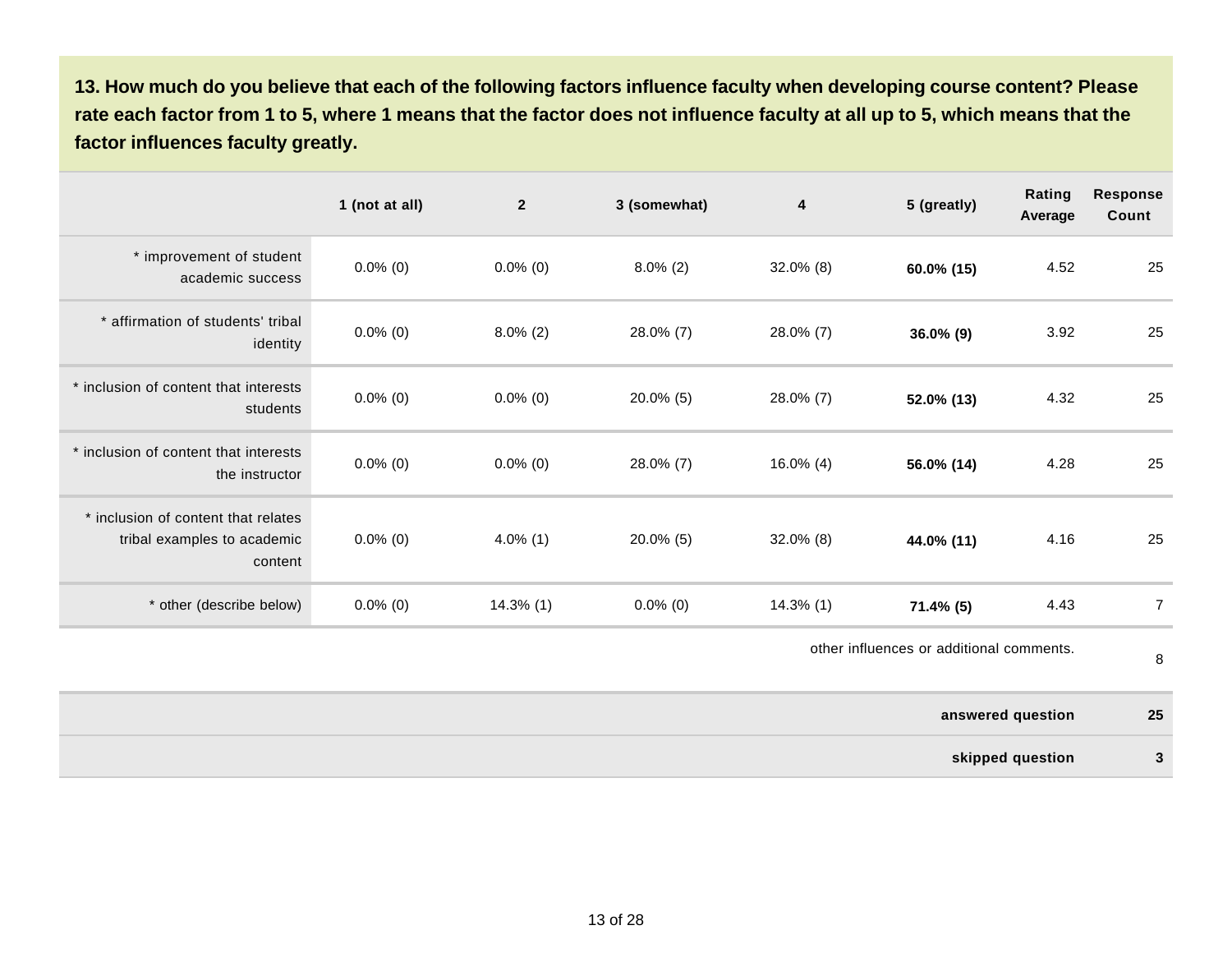**13. How much do you believe that each of the following factors influence faculty when developing course content? Please rate each factor from 1 to 5, where 1 means that the factor does not influence faculty at all up to 5, which means that the factor influences faculty greatly.**

| | 1 (not at all) | 2 | 3 (somewhat) | 4 | 5 (greatly) | Rating Average | Response Count |
|---|---|---|---|---|---|---|---|
| * improvement of student academic success | 0.0% (0) | 0.0% (0) | 8.0% (2) | 32.0% (8) | **60.0% (15)** | 4.52 | 25 |
| * affirmation of students' tribal identity | 0.0% (0) | 8.0% (2) | 28.0% (7) | 28.0% (7) | **36.0% (9)** | 3.92 | 25 |
| * inclusion of content that interests students | 0.0% (0) | 0.0% (0) | 20.0% (5) | 28.0% (7) | **52.0% (13)** | 4.32 | 25 |
| * inclusion of content that interests the instructor | 0.0% (0) | 0.0% (0) | 28.0% (7) | 16.0% (4) | **56.0% (14)** | 4.28 | 25 |
| * inclusion of content that relates tribal examples to academic content | 0.0% (0) | 4.0% (1) | 20.0% (5) | 32.0% (8) | **44.0% (11)** | 4.16 | 25 |
| * other (describe below) | 0.0% (0) | 14.3% (1) | 0.0% (0) | 14.3% (1) | **71.4% (5)** | 4.43 | 7 |
| | | | | | | other influences or additional comments. | 8 |
| | | | | | | **answered question** | **25** |
| | | | | | | **skipped question** | **3** |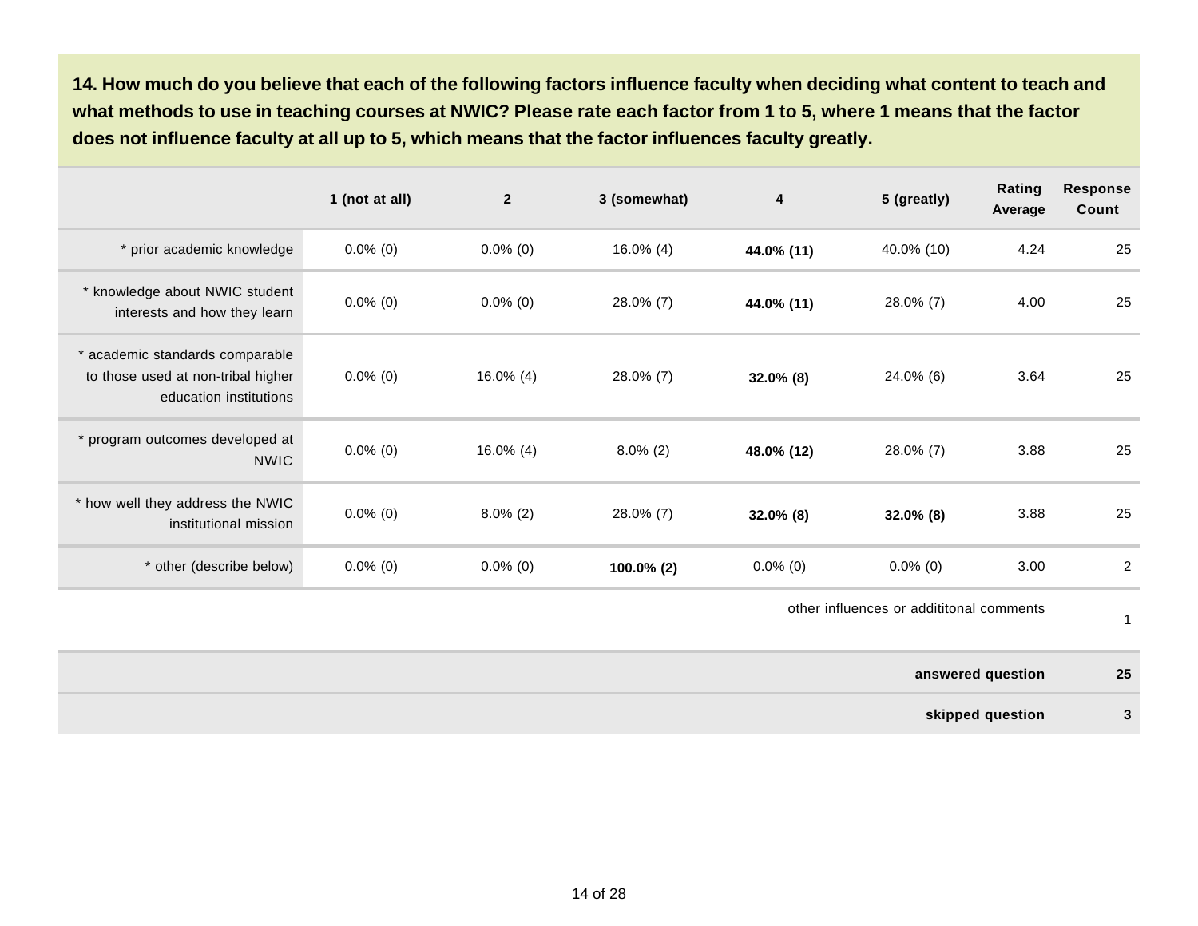**14. How much do you believe that each of the following factors influence faculty when deciding what content to teach and what methods to use in teaching courses at NWIC? Please rate each factor from 1 to 5, where 1 means that the factor does not influence faculty at all up to 5, which means that the factor influences faculty greatly.**

| | 1 (not at all) | 2 | 3 (somewhat) | 4 | 5 (greatly) | Rating Average | Response Count |
|---|---|---|---|---|---|---|---|
| * prior academic knowledge | 0.0% (0) | 0.0% (0) | 16.0% (4) | **44.0% (11)** | 40.0% (10) | 4.24 | 25 |
| * knowledge about NWIC student interests and how they learn | 0.0% (0) | 0.0% (0) | 28.0% (7) | **44.0% (11)** | 28.0% (7) | 4.00 | 25 |
| * academic standards comparable to those used at non-tribal higher education institutions | 0.0% (0) | 16.0% (4) | 28.0% (7) | **32.0% (8)** | 24.0% (6) | 3.64 | 25 |
| * program outcomes developed at NWIC | 0.0% (0) | 16.0% (4) | 8.0% (2) | **48.0% (12)** | 28.0% (7) | 3.88 | 25 |
| * how well they address the NWIC institutional mission | 0.0% (0) | 8.0% (2) | 28.0% (7) | **32.0% (8)** | **32.0% (8)** | 3.88 | 25 |
| * other (describe below) | 0.0% (0) | 0.0% (0) | **100.0% (2)** | 0.0% (0) | 0.0% (0) | 3.00 | 2 |
| | | | | | | other influences or addititonal comments | 1 |
| | | | | | | **answered question** | **25** |
| | | | | | | **skipped question** | **3** |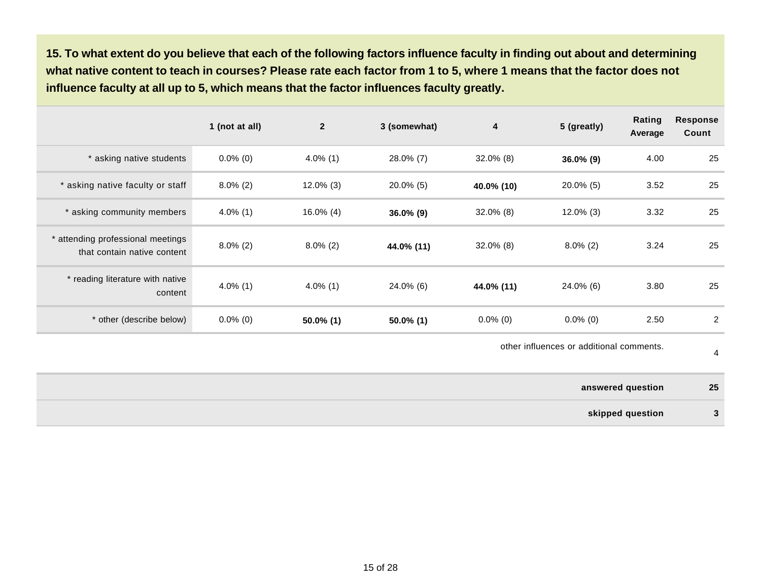**15. To what extent do you believe that each of the following factors influence faculty in finding out about and determining what native content to teach in courses? Please rate each factor from 1 to 5, where 1 means that the factor does not influence faculty at all up to 5, which means that the factor influences faculty greatly.**

| | 1 (not at all) | 2 | 3 (somewhat) | 4 | 5 (greatly) | Rating Average | Response Count |
|---|---|---|---|---|---|---|---|
| * asking native students | 0.0% (0) | 4.0% (1) | 28.0% (7) | 32.0% (8) | **36.0% (9)** | 4.00 | 25 |
| * asking native faculty or staff | 8.0% (2) | 12.0% (3) | 20.0% (5) | **40.0% (10)** | 20.0% (5) | 3.52 | 25 |
| * asking community members | 4.0% (1) | 16.0% (4) | **36.0% (9)** | 32.0% (8) | 12.0% (3) | 3.32 | 25 |
| * attending professional meetings that contain native content | 8.0% (2) | 8.0% (2) | **44.0% (11)** | 32.0% (8) | 8.0% (2) | 3.24 | 25 |
| * reading literature with native content | 4.0% (1) | 4.0% (1) | 24.0% (6) | **44.0% (11)** | 24.0% (6) | 3.80 | 25 |
| * other (describe below) | 0.0% (0) | **50.0% (1)** | **50.0% (1)** | 0.0% (0) | 0.0% (0) | 2.50 | 2 |
| | | | | | | other influences or additional comments. | 4 |
| | | | | | | **answered question** | **25** |
| | | | | | | **skipped question** | **3** |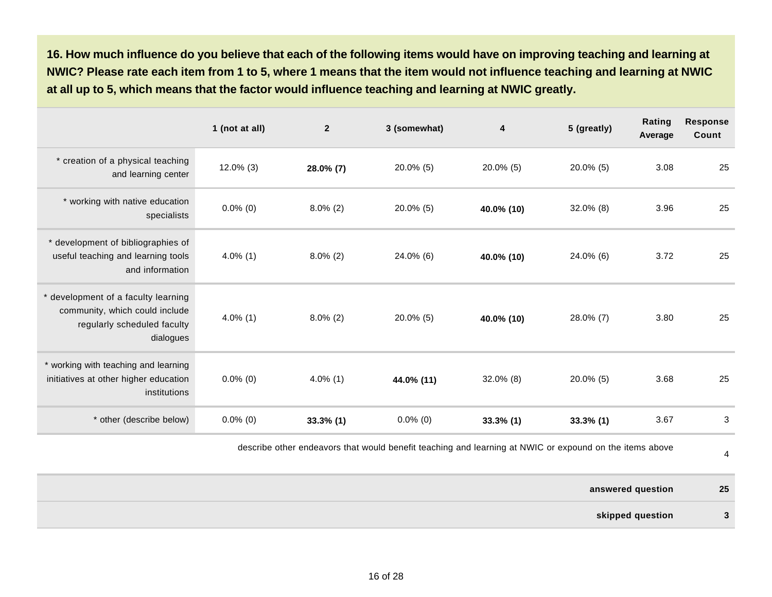**16. How much influence do you believe that each of the following items would have on improving teaching and learning at NWIC? Please rate each item from 1 to 5, where 1 means that the item would not influence teaching and learning at NWIC at all up to 5, which means that the factor would influence teaching and learning at NWIC greatly.**

| | 1 (not at all) | 2 | 3 (somewhat) | 4 | 5 (greatly) | Rating Average | Response Count |
|---|---|---|---|---|---|---|---|
| * creation of a physical teaching and learning center | 12.0% (3) | **28.0% (7)** | 20.0% (5) | 20.0% (5) | 20.0% (5) | 3.08 | 25 |
| * working with native education specialists | 0.0% (0) | 8.0% (2) | 20.0% (5) | **40.0% (10)** | 32.0% (8) | 3.96 | 25 |
| * development of bibliographies of useful teaching and learning tools and information | 4.0% (1) | 8.0% (2) | 24.0% (6) | **40.0% (10)** | 24.0% (6) | 3.72 | 25 |
| * development of a faculty learning community, which could include regularly scheduled faculty dialogues | 4.0% (1) | 8.0% (2) | 20.0% (5) | **40.0% (10)** | 28.0% (7) | 3.80 | 25 |
| * working with teaching and learning initiatives at other higher education institutions | 0.0% (0) | 4.0% (1) | **44.0% (11)** | 32.0% (8) | 20.0% (5) | 3.68 | 25 |
| * other (describe below) | 0.0% (0) | **33.3% (1)** | 0.0% (0) | **33.3% (1)** | **33.3% (1)** | 3.67 | 3 |
| describe other endeavors that would benefit teaching and learning at NWIC or expound on the items above | | | | | | | 4 |
| **answered question** | | | | | | | **25** |
| **skipped question** | | | | | | | **3** |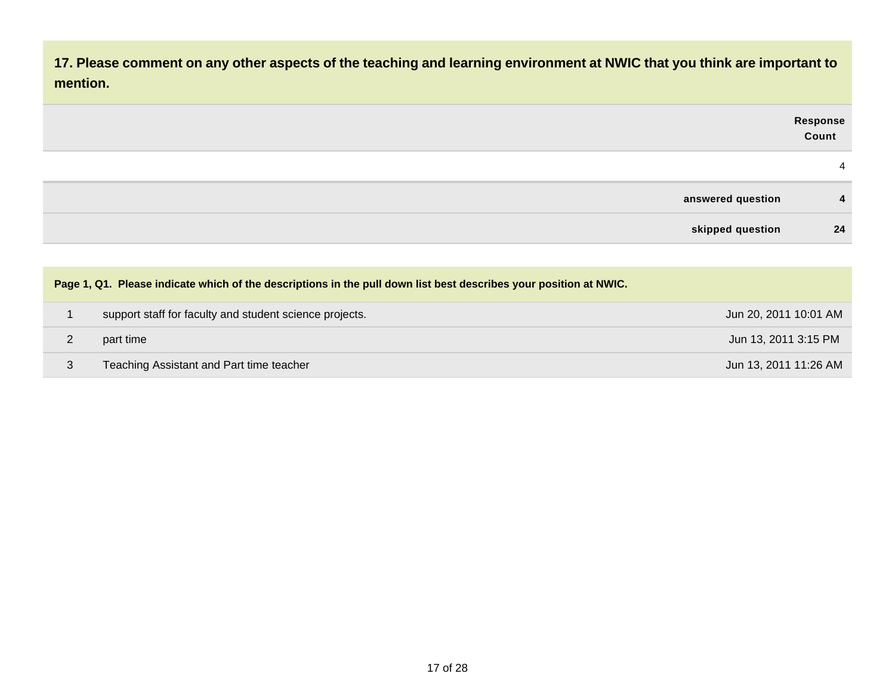**17. Please comment on any other aspects of the teaching and learning environment at NWIC that you think are important to mention.**

| | Response Count |
|---|---|
| | 4 |
| answered question | 4 |
| skipped question | 24 |

**Page 1, Q1. Please indicate which of the descriptions in the pull down list best describes your position at NWIC.**

| | | |
|---|---|---|
| 1 | support staff for faculty and student science projects. | Jun 20, 2011 10:01 AM |
| 2 | part time | Jun 13, 2011 3:15 PM |
| 3 | Teaching Assistant and Part time teacher | Jun 13, 2011 11:26 AM |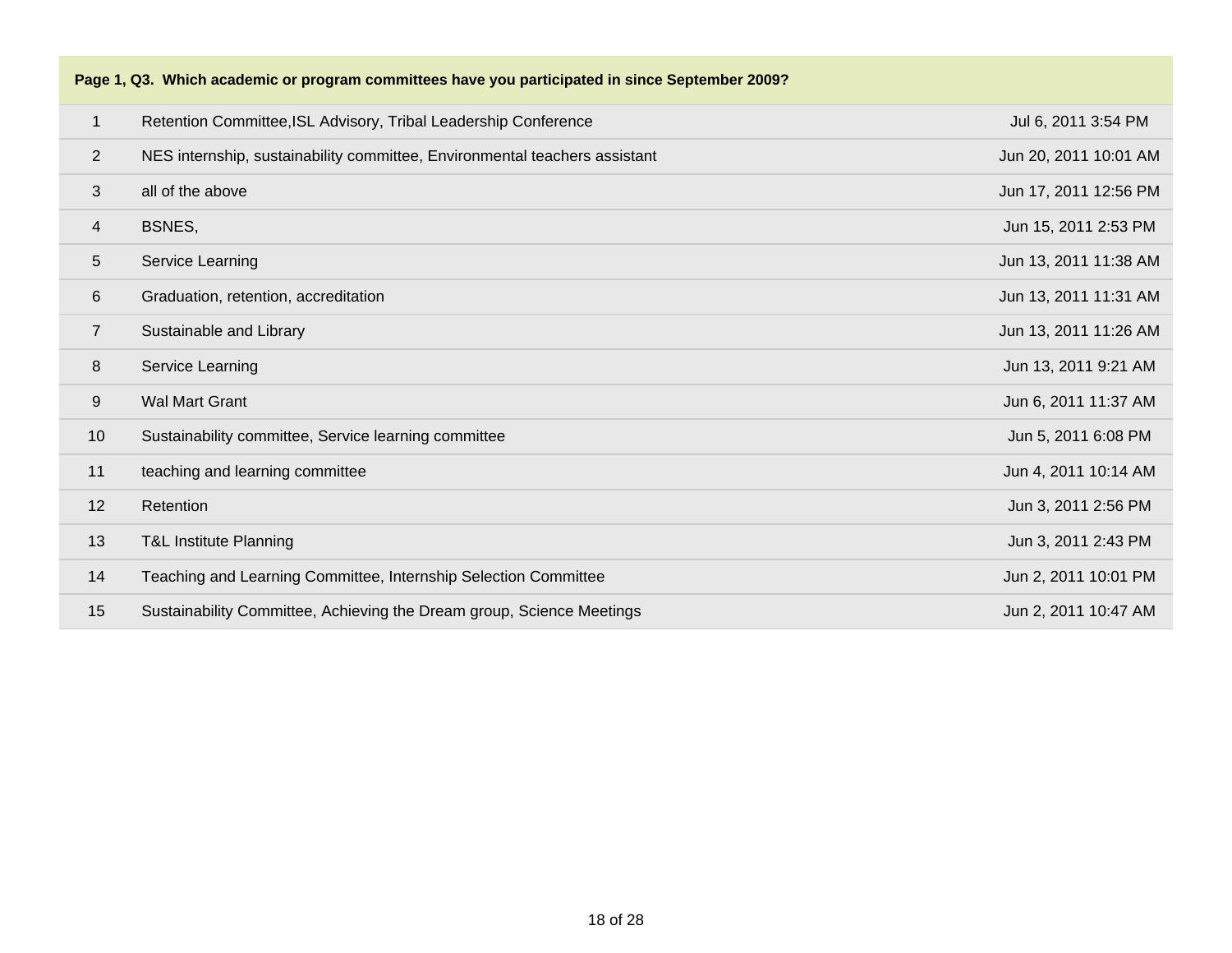**Page 1, Q3. Which academic or program committees have you participated in since September 2009?**

| | | |
|---|---|---|
| 1 | Retention Committee,ISL Advisory, Tribal Leadership Conference | Jul 6, 2011 3:54 PM |
| 2 | NES internship, sustainability committee, Environmental teachers assistant | Jun 20, 2011 10:01 AM |
| 3 | all of the above | Jun 17, 2011 12:56 PM |
| 4 | BSNES, | Jun 15, 2011 2:53 PM |
| 5 | Service Learning | Jun 13, 2011 11:38 AM |
| 6 | Graduation, retention, accreditation | Jun 13, 2011 11:31 AM |
| 7 | Sustainable and Library | Jun 13, 2011 11:26 AM |
| 8 | Service Learning | Jun 13, 2011 9:21 AM |
| 9 | Wal Mart Grant | Jun 6, 2011 11:37 AM |
| 10 | Sustainability committee, Service learning committee | Jun 5, 2011 6:08 PM |
| 11 | teaching and learning committee | Jun 4, 2011 10:14 AM |
| 12 | Retention | Jun 3, 2011 2:56 PM |
| 13 | T&L Institute Planning | Jun 3, 2011 2:43 PM |
| 14 | Teaching and Learning Committee, Internship Selection Committee | Jun 2, 2011 10:01 PM |
| 15 | Sustainability Committee, Achieving the Dream group, Science Meetings | Jun 2, 2011 10:47 AM |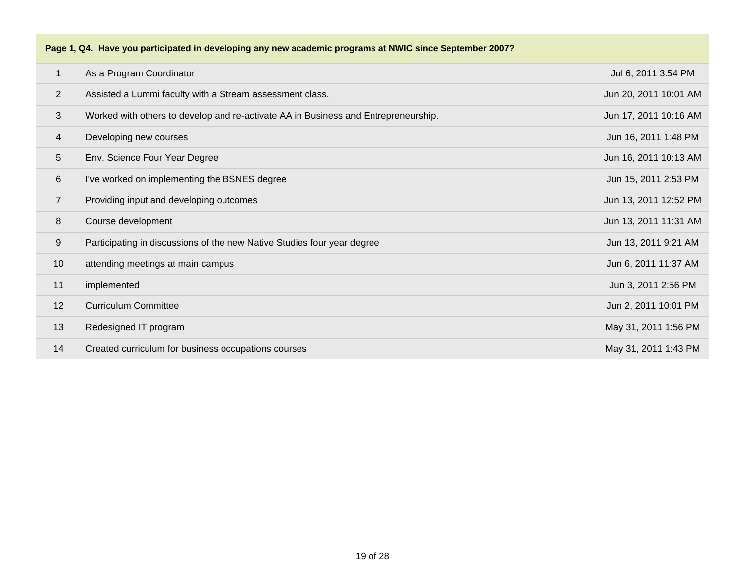**Page 1, Q4. Have you participated in developing any new academic programs at NWIC since September 2007?**

| | | |
|---|---|---|
| 1 | As a Program Coordinator | Jul 6, 2011 3:54 PM |
| 2 | Assisted a Lummi faculty with a Stream assessment class. | Jun 20, 2011 10:01 AM |
| 3 | Worked with others to develop and re-activate AA in Business and Entrepreneurship. | Jun 17, 2011 10:16 AM |
| 4 | Developing new courses | Jun 16, 2011 1:48 PM |
| 5 | Env. Science Four Year Degree | Jun 16, 2011 10:13 AM |
| 6 | I've worked on implementing the BSNES degree | Jun 15, 2011 2:53 PM |
| 7 | Providing input and developing outcomes | Jun 13, 2011 12:52 PM |
| 8 | Course development | Jun 13, 2011 11:31 AM |
| 9 | Participating in discussions of the new Native Studies four year degree | Jun 13, 2011 9:21 AM |
| 10 | attending meetings at main campus | Jun 6, 2011 11:37 AM |
| 11 | implemented | Jun 3, 2011 2:56 PM |
| 12 | Curriculum Committee | Jun 2, 2011 10:01 PM |
| 13 | Redesigned IT program | May 31, 2011 1:56 PM |
| 14 | Created curriculum for business occupations courses | May 31, 2011 1:43 PM |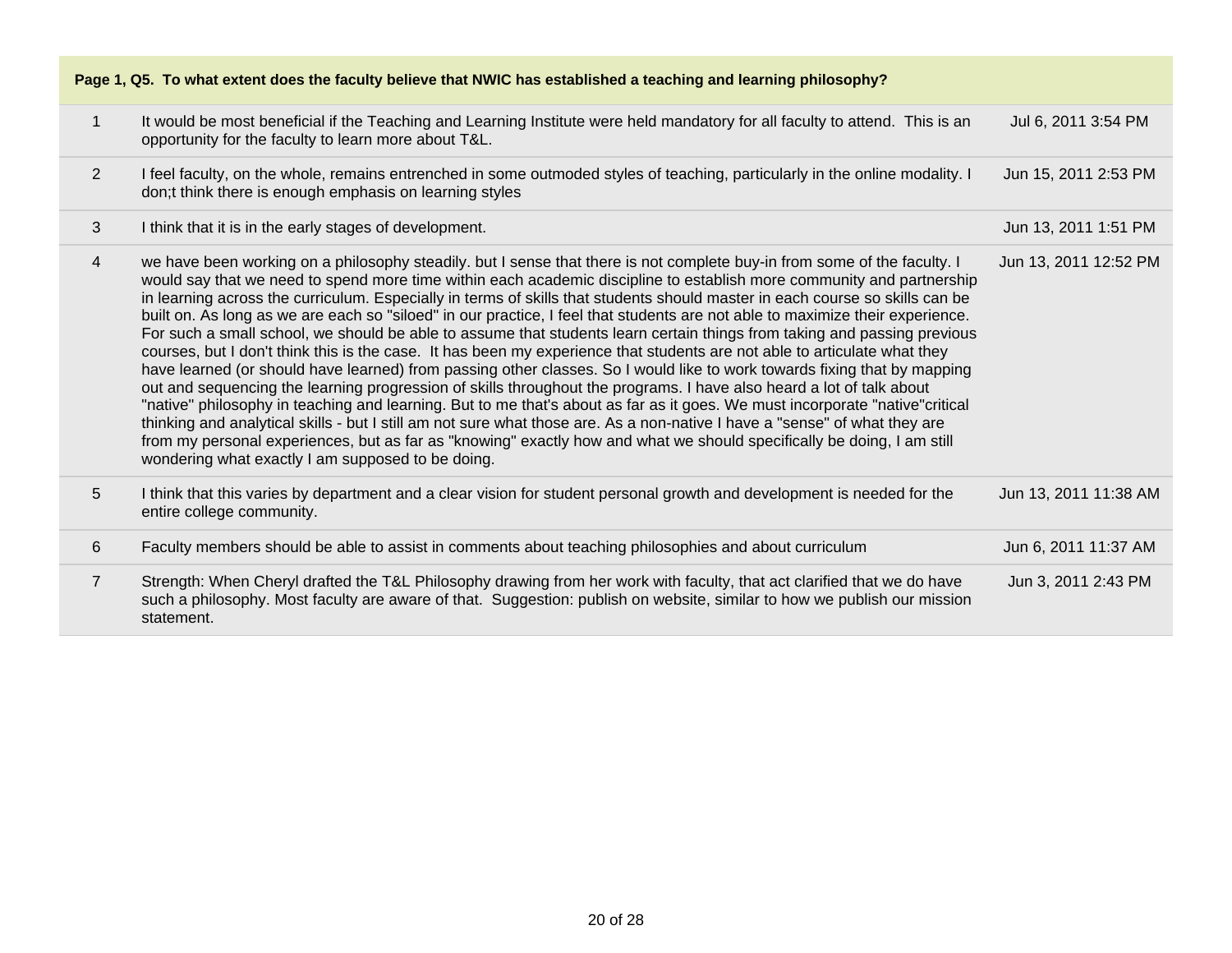| Page 1, Q5. To what extent does the faculty believe that NWIC has established a teaching and learning philosophy? | | |
|---|---|---|
| 1 | It would be most beneficial if the Teaching and Learning Institute were held mandatory for all faculty to attend. This is an opportunity for the faculty to learn more about T&L. | Jul 6, 2011 3:54 PM |
| 2 | I feel faculty, on the whole, remains entrenched in some outmoded styles of teaching, particularly in the online modality. I don;t think there is enough emphasis on learning styles | Jun 15, 2011 2:53 PM |
| 3 | I think that it is in the early stages of development. | Jun 13, 2011 1:51 PM |
| 4 | we have been working on a philosophy steadily. but I sense that there is not complete buy-in from some of the faculty. I would say that we need to spend more time within each academic discipline to establish more community and partnership in learning across the curriculum. Especially in terms of skills that students should master in each course so skills can be built on. As long as we are each so "siloed" in our practice, I feel that students are not able to maximize their experience. For such a small school, we should be able to assume that students learn certain things from taking and passing previous courses, but I don't think this is the case. It has been my experience that students are not able to articulate what they have learned (or should have learned) from passing other classes. So I would like to work towards fixing that by mapping out and sequencing the learning progression of skills throughout the programs. I have also heard a lot of talk about "native" philosophy in teaching and learning. But to me that's about as far as it goes. We must incorporate "native"critical thinking and analytical skills - but I still am not sure what those are. As a non-native I have a "sense" of what they are from my personal experiences, but as far as "knowing" exactly how and what we should specifically be doing, I am still wondering what exactly I am supposed to be doing. | Jun 13, 2011 12:52 PM |
| 5 | I think that this varies by department and a clear vision for student personal growth and development is needed for the entire college community. | Jun 13, 2011 11:38 AM |
| 6 | Faculty members should be able to assist in comments about teaching philosophies and about curriculum | Jun 6, 2011 11:37 AM |
| 7 | Strength: When Cheryl drafted the T&L Philosophy drawing from her work with faculty, that act clarified that we do have such a philosophy. Most faculty are aware of that. Suggestion: publish on website, similar to how we publish our mission statement. | Jun 3, 2011 2:43 PM |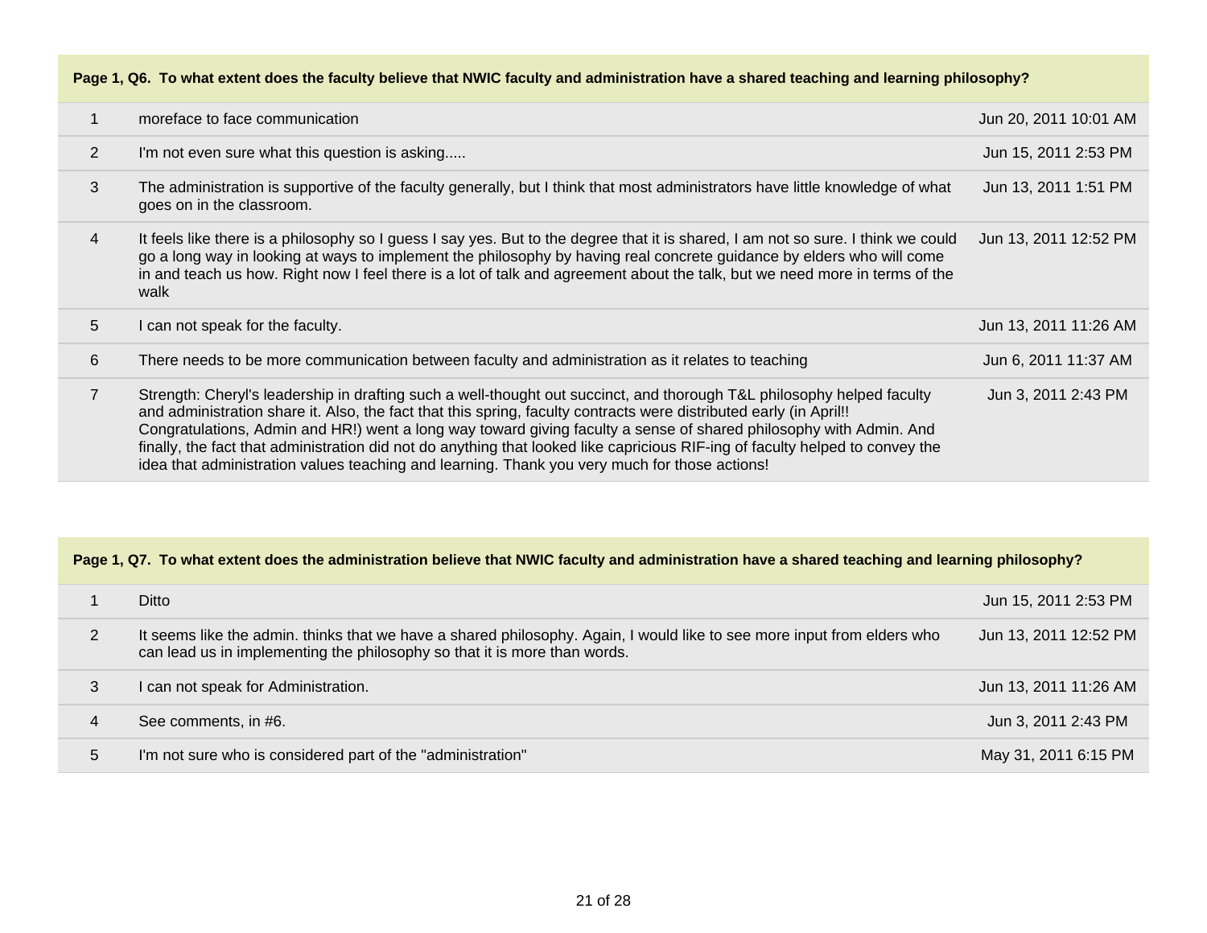| Page 1, Q6. To what extent does the faculty believe that NWIC faculty and administration have a shared teaching and learning philosophy? | | |
|---|---|---|
| 1 | moreface to face communication | Jun 20, 2011 10:01 AM |
| 2 | I'm not even sure what this question is asking..... | Jun 15, 2011 2:53 PM |
| 3 | The administration is supportive of the faculty generally, but I think that most administrators have little knowledge of what goes on in the classroom. | Jun 13, 2011 1:51 PM |
| 4 | It feels like there is a philosophy so I guess I say yes. But to the degree that it is shared, I am not so sure. I think we could go a long way in looking at ways to implement the philosophy by having real concrete guidance by elders who will come in and teach us how. Right now I feel there is a lot of talk and agreement about the talk, but we need more in terms of the walk | Jun 13, 2011 12:52 PM |
| 5 | I can not speak for the faculty. | Jun 13, 2011 11:26 AM |
| 6 | There needs to be more communication between faculty and administration as it relates to teaching | Jun 6, 2011 11:37 AM |
| 7 | Strength: Cheryl's leadership in drafting such a well-thought out succinct, and thorough T&L philosophy helped faculty and administration share it. Also, the fact that this spring, faculty contracts were distributed early (in April!! Congratulations, Admin and HR!) went a long way toward giving faculty a sense of shared philosophy with Admin. And finally, the fact that administration did not do anything that looked like capricious RIF-ing of faculty helped to convey the idea that administration values teaching and learning. Thank you very much for those actions! | Jun 3, 2011 2:43 PM |

| Page 1, Q7. To what extent does the administration believe that NWIC faculty and administration have a shared teaching and learning philosophy? | | |
|---|---|---|
| 1 | Ditto | Jun 15, 2011 2:53 PM |
| 2 | It seems like the admin. thinks that we have a shared philosophy. Again, I would like to see more input from elders who can lead us in implementing the philosophy so that it is more than words. | Jun 13, 2011 12:52 PM |
| 3 | I can not speak for Administration. | Jun 13, 2011 11:26 AM |
| 4 | See comments, in #6. | Jun 3, 2011 2:43 PM |
| 5 | I'm not sure who is considered part of the "administration" | May 31, 2011 6:15 PM |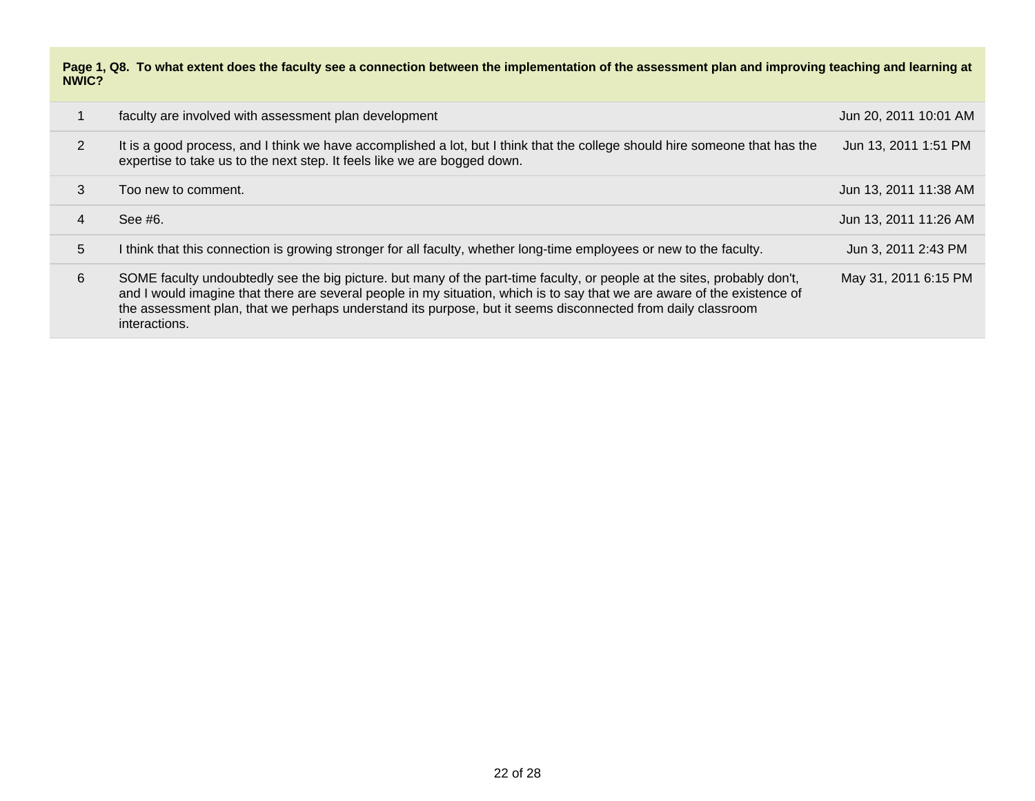**Page 1, Q8. To what extent does the faculty see a connection between the implementation of the assessment plan and improving teaching and learning at NWIC?**

| # | Response | Date |
|---|---|---|
| 1 | faculty are involved with assessment plan development | Jun 20, 2011 10:01 AM |
| 2 | It is a good process, and I think we have accomplished a lot, but I think that the college should hire someone that has the expertise to take us to the next step. It feels like we are bogged down. | Jun 13, 2011 1:51 PM |
| 3 | Too new to comment. | Jun 13, 2011 11:38 AM |
| 4 | See #6. | Jun 13, 2011 11:26 AM |
| 5 | I think that this connection is growing stronger for all faculty, whether long-time employees or new to the faculty. | Jun 3, 2011 2:43 PM |
| 6 | SOME faculty undoubtedly see the big picture. but many of the part-time faculty, or people at the sites, probably don't, and I would imagine that there are several people in my situation, which is to say that we are aware of the existence of the assessment plan, that we perhaps understand its purpose, but it seems disconnected from daily classroom interactions. | May 31, 2011 6:15 PM |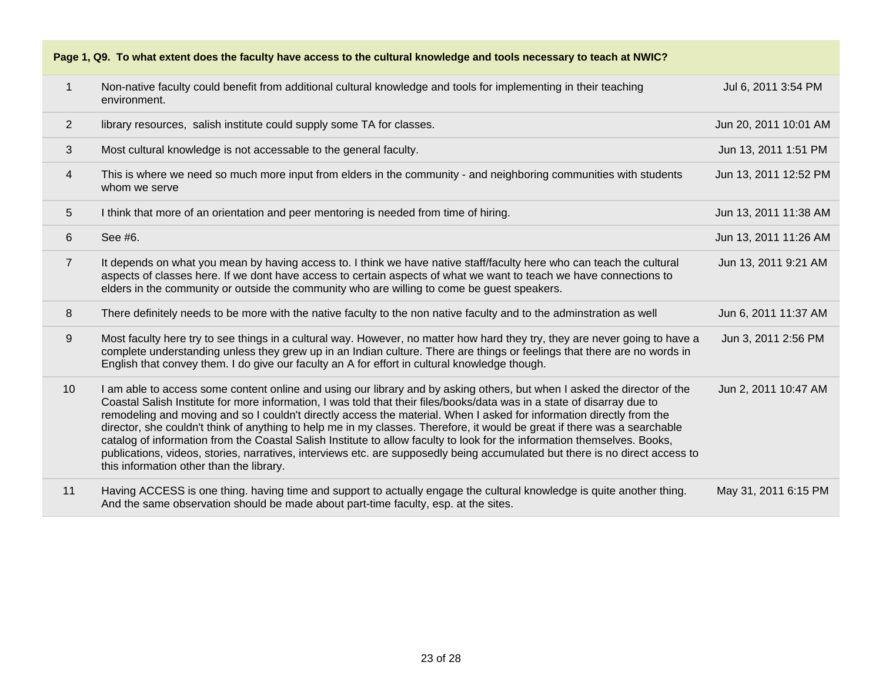| Page 1, Q9. To what extent does the faculty have access to the cultural knowledge and tools necessary to teach at NWIC? | | |
|---|---|---|
| 1 | Non-native faculty could benefit from additional cultural knowledge and tools for implementing in their teaching environment. | Jul 6, 2011 3:54 PM |
| 2 | library resources, salish institute could supply some TA for classes. | Jun 20, 2011 10:01 AM |
| 3 | Most cultural knowledge is not accessable to the general faculty. | Jun 13, 2011 1:51 PM |
| 4 | This is where we need so much more input from elders in the community - and neighboring communities with students whom we serve | Jun 13, 2011 12:52 PM |
| 5 | I think that more of an orientation and peer mentoring is needed from time of hiring. | Jun 13, 2011 11:38 AM |
| 6 | See #6. | Jun 13, 2011 11:26 AM |
| 7 | It depends on what you mean by having access to. I think we have native staff/faculty here who can teach the cultural aspects of classes here. If we dont have access to certain aspects of what we want to teach we have connections to elders in the community or outside the community who are willing to come be guest speakers. | Jun 13, 2011 9:21 AM |
| 8 | There definitely needs to be more with the native faculty to the non native faculty and to the adminstration as well | Jun 6, 2011 11:37 AM |
| 9 | Most faculty here try to see things in a cultural way. However, no matter how hard they try, they are never going to have a complete understanding unless they grew up in an Indian culture. There are things or feelings that there are no words in English that convey them. I do give our faculty an A for effort in cultural knowledge though. | Jun 3, 2011 2:56 PM |
| 10 | I am able to access some content online and using our library and by asking others, but when I asked the director of the Coastal Salish Institute for more information, I was told that their files/books/data was in a state of disarray due to remodeling and moving and so I couldn't directly access the material. When I asked for information directly from the director, she couldn't think of anything to help me in my classes. Therefore, it would be great if there was a searchable catalog of information from the Coastal Salish Institute to allow faculty to look for the information themselves. Books, publications, videos, stories, narratives, interviews etc. are supposedly being accumulated but there is no direct access to this information other than the library. | Jun 2, 2011 10:47 AM |
| 11 | Having ACCESS is one thing. having time and support to actually engage the cultural knowledge is quite another thing. And the same observation should be made about part-time faculty, esp. at the sites. | May 31, 2011 6:15 PM |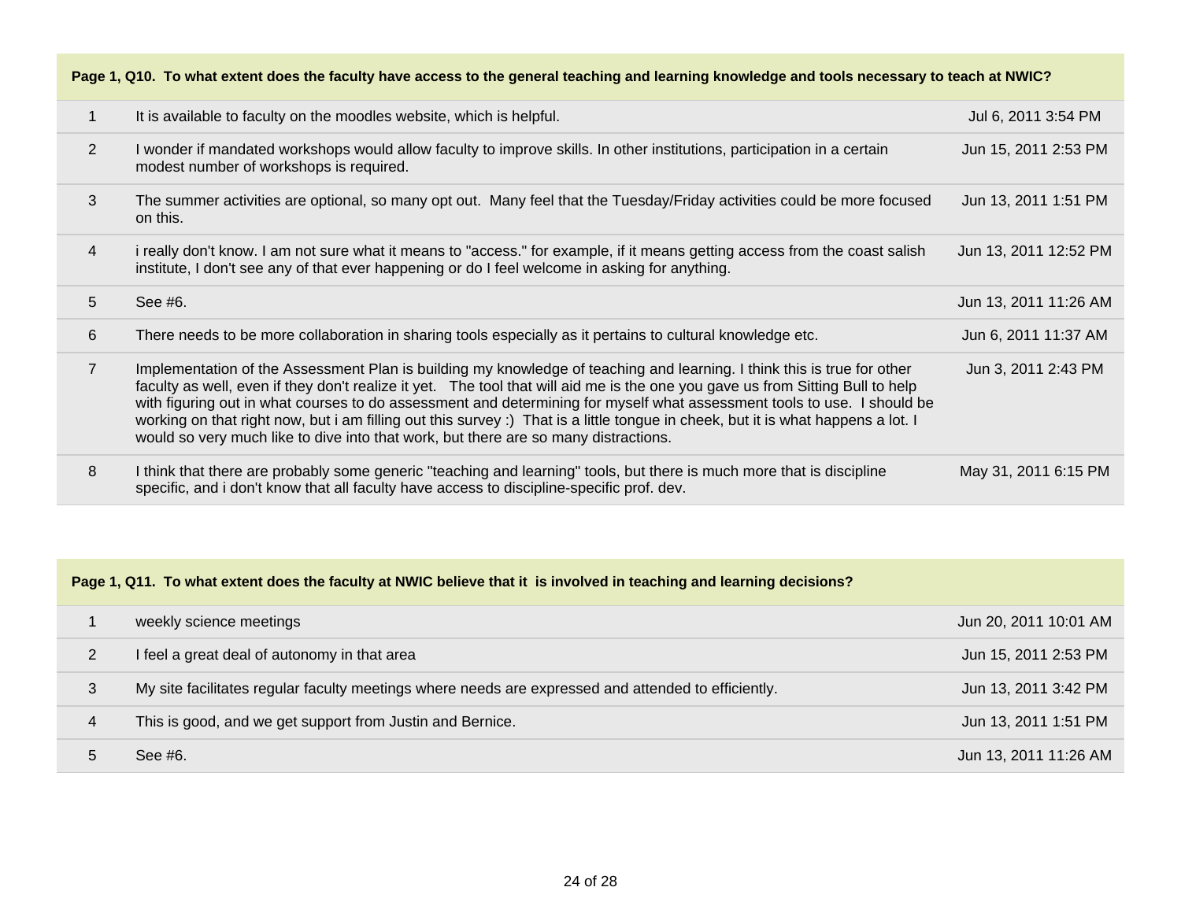| Page 1, Q10. To what extent does the faculty have access to the general teaching and learning knowledge and tools necessary to teach at NWIC? | | |
|---|---|---|
| 1 | It is available to faculty on the moodles website, which is helpful. | Jul 6, 2011 3:54 PM |
| 2 | I wonder if mandated workshops would allow faculty to improve skills. In other institutions, participation in a certain modest number of workshops is required. | Jun 15, 2011 2:53 PM |
| 3 | The summer activities are optional, so many opt out. Many feel that the Tuesday/Friday activities could be more focused on this. | Jun 13, 2011 1:51 PM |
| 4 | i really don't know. I am not sure what it means to "access." for example, if it means getting access from the coast salish institute, I don't see any of that ever happening or do I feel welcome in asking for anything. | Jun 13, 2011 12:52 PM |
| 5 | See #6. | Jun 13, 2011 11:26 AM |
| 6 | There needs to be more collaboration in sharing tools especially as it pertains to cultural knowledge etc. | Jun 6, 2011 11:37 AM |
| 7 | Implementation of the Assessment Plan is building my knowledge of teaching and learning. I think this is true for other faculty as well, even if they don't realize it yet. The tool that will aid me is the one you gave us from Sitting Bull to help with figuring out in what courses to do assessment and determining for myself what assessment tools to use. I should be working on that right now, but i am filling out this survey :) That is a little tongue in cheek, but it is what happens a lot. I would so very much like to dive into that work, but there are so many distractions. | Jun 3, 2011 2:43 PM |
| 8 | I think that there are probably some generic "teaching and learning" tools, but there is much more that is discipline specific, and i don't know that all faculty have access to discipline-specific prof. dev. | May 31, 2011 6:15 PM |

| Page 1, Q11. To what extent does the faculty at NWIC believe that it is involved in teaching and learning decisions? | | |
|---|---|---|
| 1 | weekly science meetings | Jun 20, 2011 10:01 AM |
| 2 | I feel a great deal of autonomy in that area | Jun 15, 2011 2:53 PM |
| 3 | My site facilitates regular faculty meetings where needs are expressed and attended to efficiently. | Jun 13, 2011 3:42 PM |
| 4 | This is good, and we get support from Justin and Bernice. | Jun 13, 2011 1:51 PM |
| 5 | See #6. | Jun 13, 2011 11:26 AM |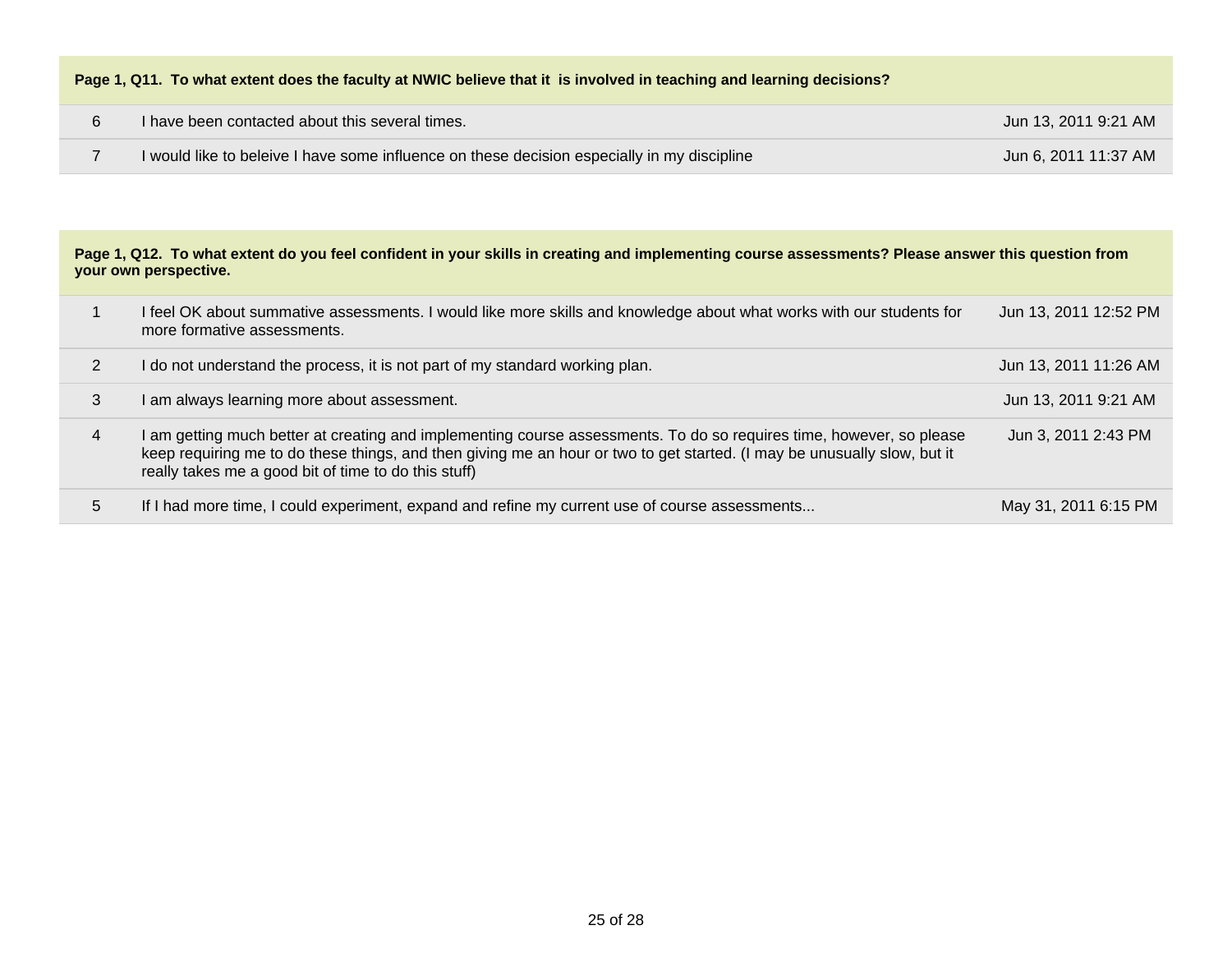| Page 1, Q11. To what extent does the faculty at NWIC believe that it is involved in teaching and learning decisions? | | |
|---|---|---|
| 6 | I have been contacted about this several times. | Jun 13, 2011 9:21 AM |
| 7 | I would like to beleive I have some influence on these decision especially in my discipline | Jun 6, 2011 11:37 AM |

| Page 1, Q12. To what extent do you feel confident in your skills in creating and implementing course assessments? Please answer this question from your own perspective. | | |
|---|---|---|
| 1 | I feel OK about summative assessments. I would like more skills and knowledge about what works with our students for more formative assessments. | Jun 13, 2011 12:52 PM |
| 2 | I do not understand the process, it is not part of my standard working plan. | Jun 13, 2011 11:26 AM |
| 3 | I am always learning more about assessment. | Jun 13, 2011 9:21 AM |
| 4 | I am getting much better at creating and implementing course assessments. To do so requires time, however, so please keep requiring me to do these things, and then giving me an hour or two to get started. (I may be unusually slow, but it really takes me a good bit of time to do this stuff) | Jun 3, 2011 2:43 PM |
| 5 | If I had more time, I could experiment, expand and refine my current use of course assessments... | May 31, 2011 6:15 PM |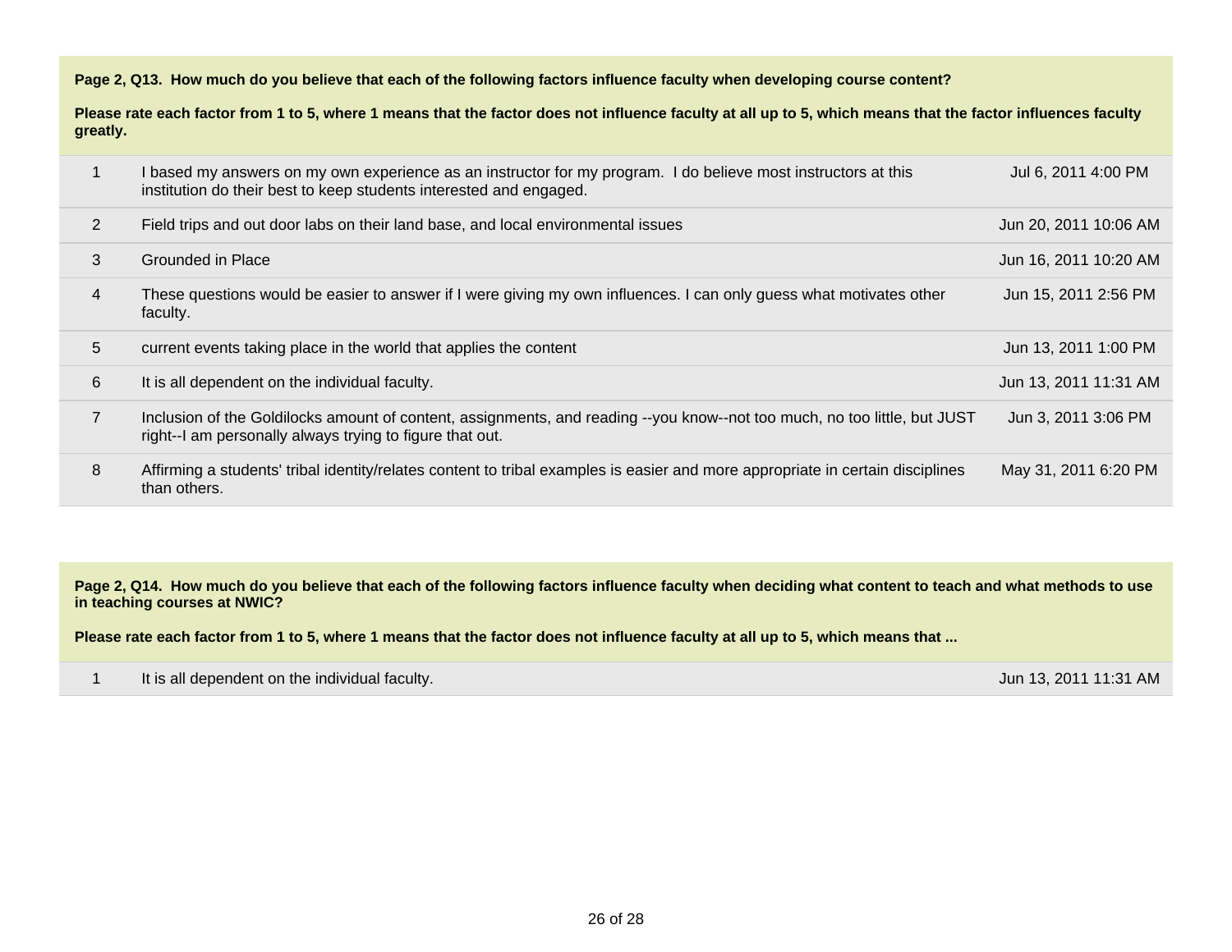**Page 2, Q13. How much do you believe that each of the following factors influence faculty when developing course content?**

**Please rate each factor from 1 to 5, where 1 means that the factor does not influence faculty at all up to 5, which means that the factor influences faculty greatly.**

| | | |
|---|---|---|
| 1 | I based my answers on my own experience as an instructor for my program. I do believe most instructors at this institution do their best to keep students interested and engaged. | Jul 6, 2011 4:00 PM |
| 2 | Field trips and out door labs on their land base, and local environmental issues | Jun 20, 2011 10:06 AM |
| 3 | Grounded in Place | Jun 16, 2011 10:20 AM |
| 4 | These questions would be easier to answer if I were giving my own influences. I can only guess what motivates other faculty. | Jun 15, 2011 2:56 PM |
| 5 | current events taking place in the world that applies the content | Jun 13, 2011 1:00 PM |
| 6 | It is all dependent on the individual faculty. | Jun 13, 2011 11:31 AM |
| 7 | Inclusion of the Goldilocks amount of content, assignments, and reading --you know--not too much, no too little, but JUST right--I am personally always trying to figure that out. | Jun 3, 2011 3:06 PM |
| 8 | Affirming a students' tribal identity/relates content to tribal examples is easier and more appropriate in certain disciplines than others. | May 31, 2011 6:20 PM |

**Page 2, Q14. How much do you believe that each of the following factors influence faculty when deciding what content to teach and what methods to use in teaching courses at NWIC?**

**Please rate each factor from 1 to 5, where 1 means that the factor does not influence faculty at all up to 5, which means that ...**

| | | |
|---|---|---|
| 1 | It is all dependent on the individual faculty. | Jun 13, 2011 11:31 AM |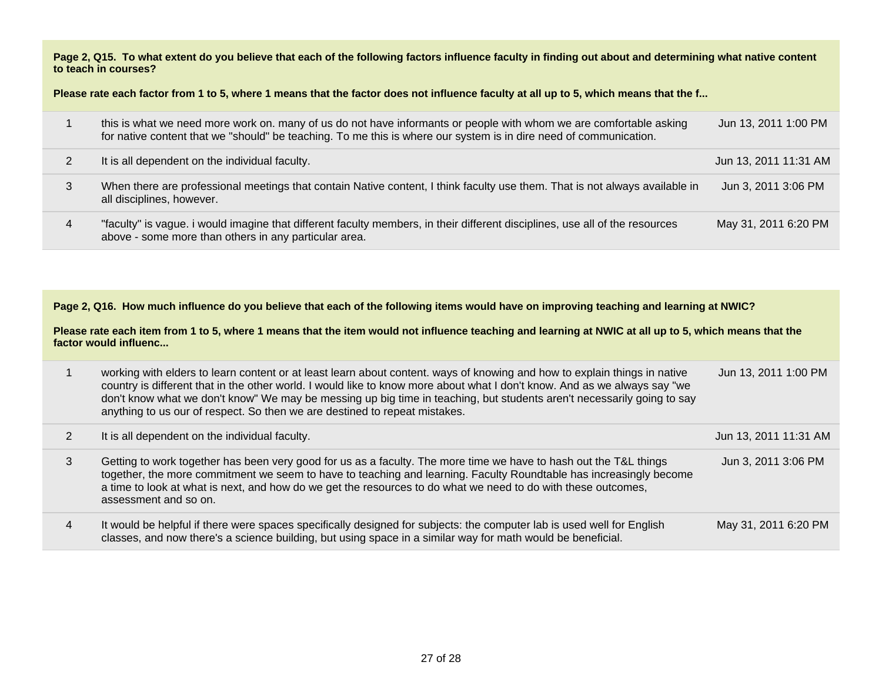**Page 2, Q15. To what extent do you believe that each of the following factors influence faculty in finding out about and determining what native content to teach in courses?**

**Please rate each factor from 1 to 5, where 1 means that the factor does not influence faculty at all up to 5, which means that the f...**

| | | |
|---|---|---|
| 1 | this is what we need more work on. many of us do not have informants or people with whom we are comfortable asking for native content that we "should" be teaching. To me this is where our system is in dire need of communication. | Jun 13, 2011 1:00 PM |
| 2 | It is all dependent on the individual faculty. | Jun 13, 2011 11:31 AM |
| 3 | When there are professional meetings that contain Native content, I think faculty use them. That is not always available in all disciplines, however. | Jun 3, 2011 3:06 PM |
| 4 | "faculty" is vague. i would imagine that different faculty members, in their different disciplines, use all of the resources above - some more than others in any particular area. | May 31, 2011 6:20 PM |

**Page 2, Q16. How much influence do you believe that each of the following items would have on improving teaching and learning at NWIC?**

**Please rate each item from 1 to 5, where 1 means that the item would not influence teaching and learning at NWIC at all up to 5, which means that the factor would influenc...**

| | | |
|---|---|---|
| 1 | working with elders to learn content or at least learn about content. ways of knowing and how to explain things in native country is different that in the other world. I would like to know more about what I don't know. And as we always say "we don't know what we don't know" We may be messing up big time in teaching, but students aren't necessarily going to say anything to us our of respect. So then we are destined to repeat mistakes. | Jun 13, 2011 1:00 PM |
| 2 | It is all dependent on the individual faculty. | Jun 13, 2011 11:31 AM |
| 3 | Getting to work together has been very good for us as a faculty. The more time we have to hash out the T&L things together, the more commitment we seem to have to teaching and learning. Faculty Roundtable has increasingly become a time to look at what is next, and how do we get the resources to do what we need to do with these outcomes, assessment and so on. | Jun 3, 2011 3:06 PM |
| 4 | It would be helpful if there were spaces specifically designed for subjects: the computer lab is used well for English classes, and now there's a science building, but using space in a similar way for math would be beneficial. | May 31, 2011 6:20 PM |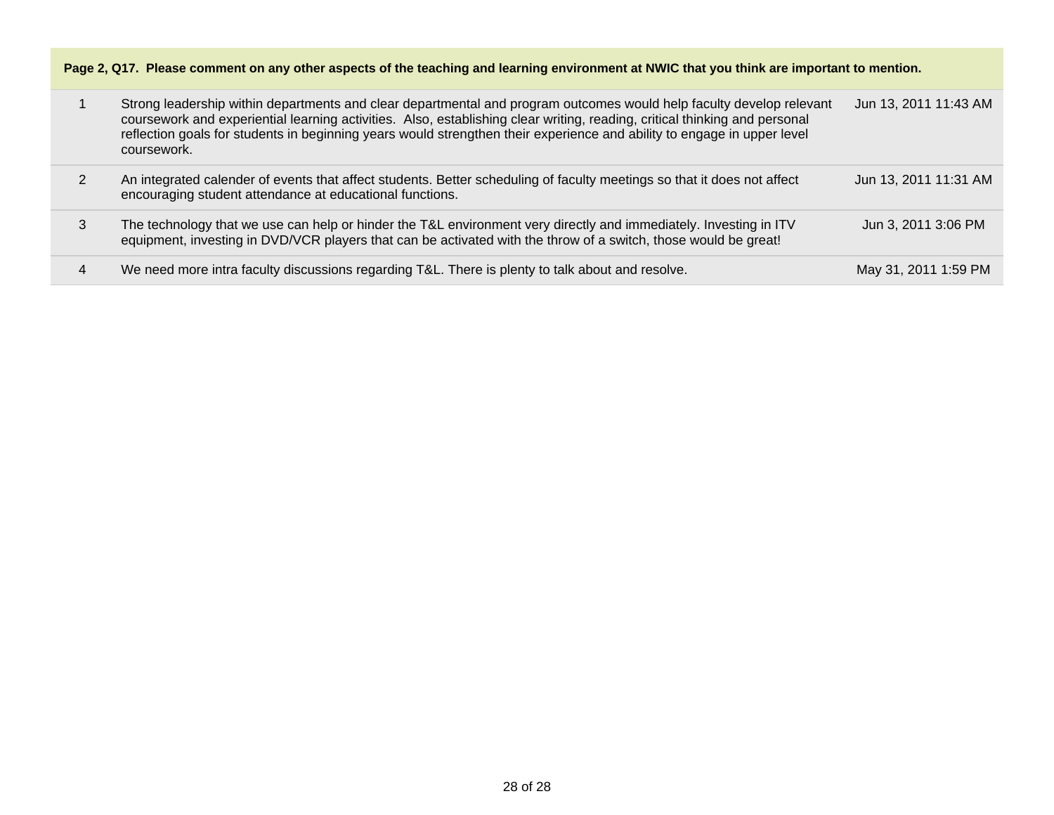| Page 2, Q17. Please comment on any other aspects of the teaching and learning environment at NWIC that you think are important to mention. | | |
|---|---|---|
| 1 | Strong leadership within departments and clear departmental and program outcomes would help faculty develop relevant coursework and experiential learning activities. Also, establishing clear writing, reading, critical thinking and personal reflection goals for students in beginning years would strengthen their experience and ability to engage in upper level coursework. | Jun 13, 2011 11:43 AM |
| 2 | An integrated calender of events that affect students. Better scheduling of faculty meetings so that it does not affect encouraging student attendance at educational functions. | Jun 13, 2011 11:31 AM |
| 3 | The technology that we use can help or hinder the T&L environment very directly and immediately. Investing in ITV equipment, investing in DVD/VCR players that can be activated with the throw of a switch, those would be great! | Jun 3, 2011 3:06 PM |
| 4 | We need more intra faculty discussions regarding T&L. There is plenty to talk about and resolve. | May 31, 2011 1:59 PM |